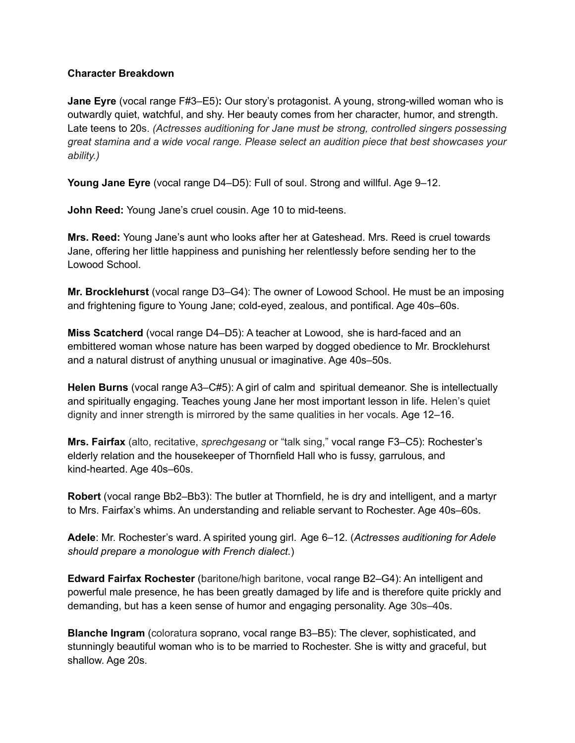**Character Breakdown**

**Jane Eyre** (vocal range F#3–E5)**:** Our story's protagonist. A young, strong-willed woman who is outwardly quiet, watchful, and shy. Her beauty comes from her character, humor, and strength. Late teens to 20s. *(Actresses auditioning for Jane must be strong, controlled singers possessing great stamina and a wide vocal range. Please select an audition piece that best showcases your ability.)*

**Young Jane Eyre** (vocal range D4–D5): Full of soul. Strong and willful. Age 9–12.

**John Reed:** Young Jane's cruel cousin. Age 10 to mid-teens.

**Mrs. Reed:** Young Jane's aunt who looks after her at Gateshead. Mrs. Reed is cruel towards Jane, offering her little happiness and punishing her relentlessly before sending her to the Lowood School.

**Mr. Brocklehurst** (vocal range D3–G4): The owner of Lowood School. He must be an imposing and frightening figure to Young Jane; cold-eyed, zealous, and pontifical. Age 40s–60s.

**Miss Scatcherd** (vocal range D4–D5): A teacher at Lowood, she is hard-faced and an embittered woman whose nature has been warped by dogged obedience to Mr. Brocklehurst and a natural distrust of anything unusual or imaginative. Age 40s–50s.

**Helen Burns** (vocal range A3–C#5): A girl of calm and spiritual demeanor. She is intellectually and spiritually engaging. Teaches young Jane her most important lesson in life. Helen's quiet dignity and inner strength is mirrored by the same qualities in her vocals. Age 12–16.

**Mrs. Fairfax** (alto, recitative, *sprechgesang* or "talk sing," vocal range F3–C5): Rochester's elderly relation and the housekeeper of Thornfield Hall who is fussy, garrulous, and kind-hearted. Age 40s–60s.

**Robert** (vocal range Bb2–Bb3): The butler at Thornfield, he is dry and intelligent, and a martyr to Mrs. Fairfax's whims. An understanding and reliable servant to Rochester. Age 40s–60s.

**Adele**: Mr. Rochester's ward. A spirited young girl. Age 6–12. (*Actresses auditioning for Adele should prepare a monologue with French dialect.*)

**Edward Fairfax Rochester** (baritone/high baritone, vocal range B2–G4): An intelligent and powerful male presence, he has been greatly damaged by life and is therefore quite prickly and demanding, but has a keen sense of humor and engaging personality. Age 30s–40s.

**Blanche Ingram** (coloratura soprano, vocal range B3–B5): The clever, sophisticated, and stunningly beautiful woman who is to be married to Rochester. She is witty and graceful, but shallow. Age 20s.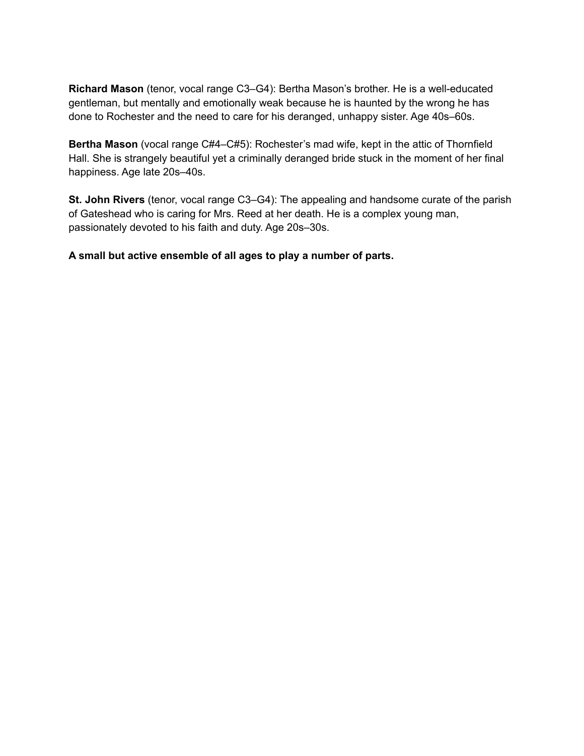**Richard Mason** (tenor, vocal range C3–G4): Bertha Mason's brother. He is a well-educated gentleman, but mentally and emotionally weak because he is haunted by the wrong he has done to Rochester and the need to care for his deranged, unhappy sister. Age 40s–60s.

**Bertha Mason** (vocal range C#4–C#5): Rochester's mad wife, kept in the attic of Thornfield Hall. She is strangely beautiful yet a criminally deranged bride stuck in the moment of her final happiness. Age late 20s–40s.

**St. John Rivers** (tenor, vocal range C3–G4): The appealing and handsome curate of the parish of Gateshead who is caring for Mrs. Reed at her death. He is a complex young man, passionately devoted to his faith and duty. Age 20s–30s.

**A small but active ensemble of all ages to play a number of parts.**